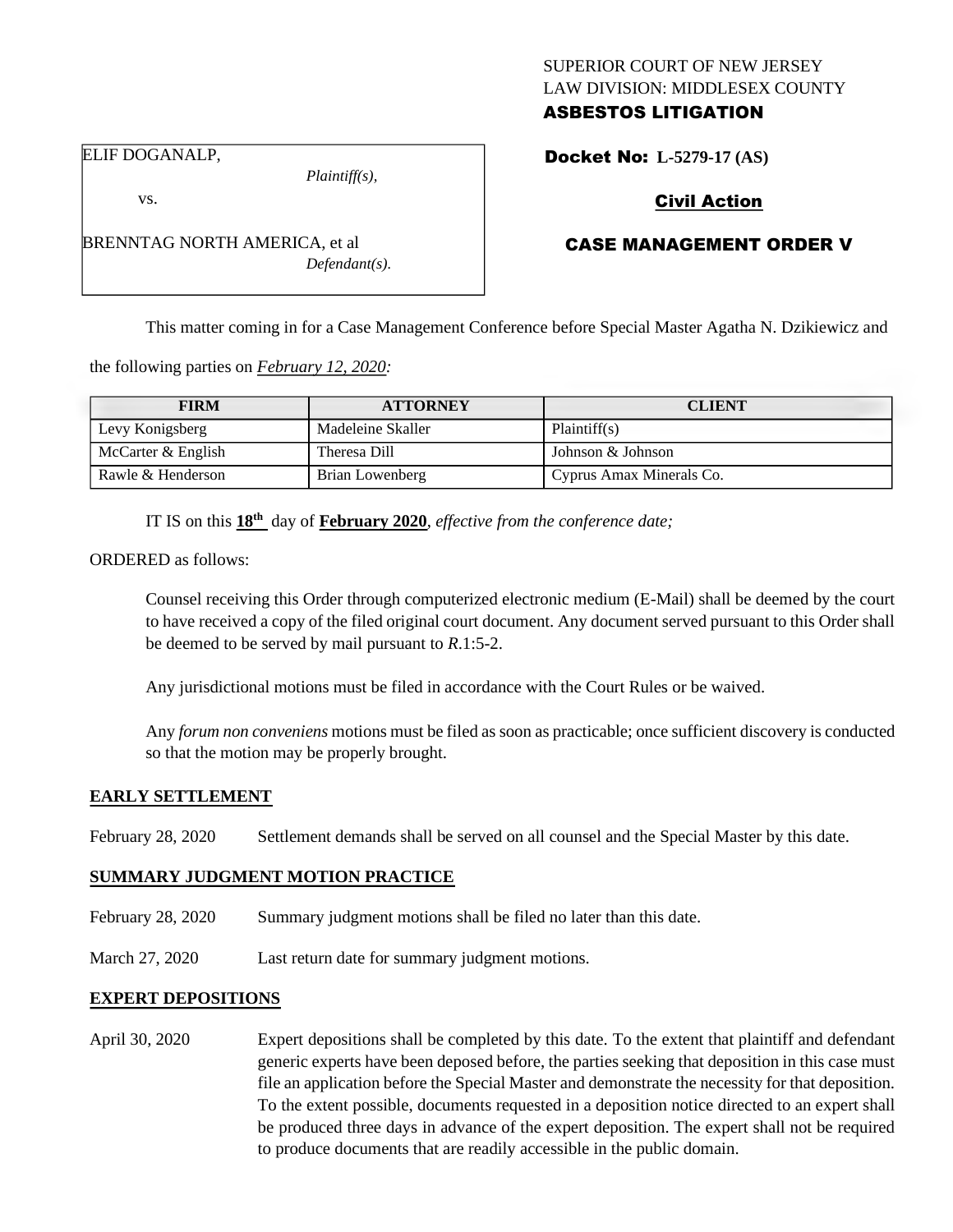SUPERIOR COURT OF NEW JERSEY
LAW DIVISION: MIDDLESEX COUNTY
**ASBESTOS LITIGATION**

ELIF DOGANALP,
*Plaintiff(s),*
vs.
BRENNTAG NORTH AMERICA, et al
*Defendant(s).*

**Docket No: L-5279-17 (AS)**

**Civil Action**

**CASE MANAGEMENT ORDER V**

This matter coming in for a Case Management Conference before Special Master Agatha N. Dzikiewicz and the following parties on ***February 12, 2020:***

| FIRM | ATTORNEY | CLIENT |
|---|---|---|
| Levy Konigsberg | Madeleine Skaller | Plaintiff(s) |
| McCarter & English | Theresa Dill | Johnson & Johnson |
| Rawle & Henderson | Brian Lowenberg | Cyprus Amax Minerals Co. |

IT IS on this **18th** day of **February 2020**, *effective from the conference date;*

ORDERED as follows:

Counsel receiving this Order through computerized electronic medium (E-Mail) shall be deemed by the court to have received a copy of the filed original court document. Any document served pursuant to this Order shall be deemed to be served by mail pursuant to *R*.1:5-2.

Any jurisdictional motions must be filed in accordance with the Court Rules or be waived.

Any *forum non conveniens* motions must be filed as soon as practicable; once sufficient discovery is conducted so that the motion may be properly brought.

**EARLY SETTLEMENT**

February 28, 2020 Settlement demands shall be served on all counsel and the Special Master by this date.

**SUMMARY JUDGMENT MOTION PRACTICE**

February 28, 2020 Summary judgment motions shall be filed no later than this date.

March 27, 2020 Last return date for summary judgment motions.

**EXPERT DEPOSITIONS**

April 30, 2020 Expert depositions shall be completed by this date. To the extent that plaintiff and defendant generic experts have been deposed before, the parties seeking that deposition in this case must file an application before the Special Master and demonstrate the necessity for that deposition. To the extent possible, documents requested in a deposition notice directed to an expert shall be produced three days in advance of the expert deposition. The expert shall not be required to produce documents that are readily accessible in the public domain.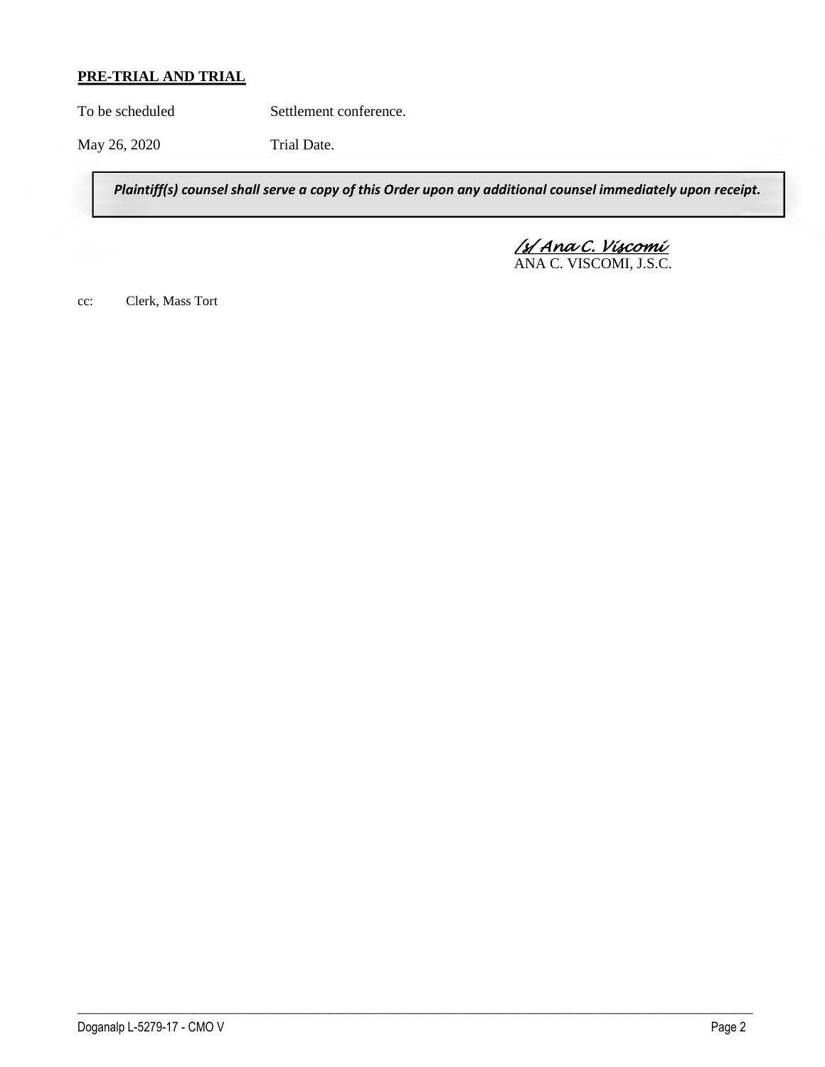**PRE-TRIAL AND TRIAL**

| | |
|---|---|
| To be scheduled | Settlement conference. |
| May 26, 2020 | Trial Date. |

***Plaintiff(s) counsel shall serve a copy of this Order upon any additional counsel immediately upon receipt.***

/s/ Ana C. Viscomi
ANA C. VISCOMI, J.S.C.

cc: Clerk, Mass Tort